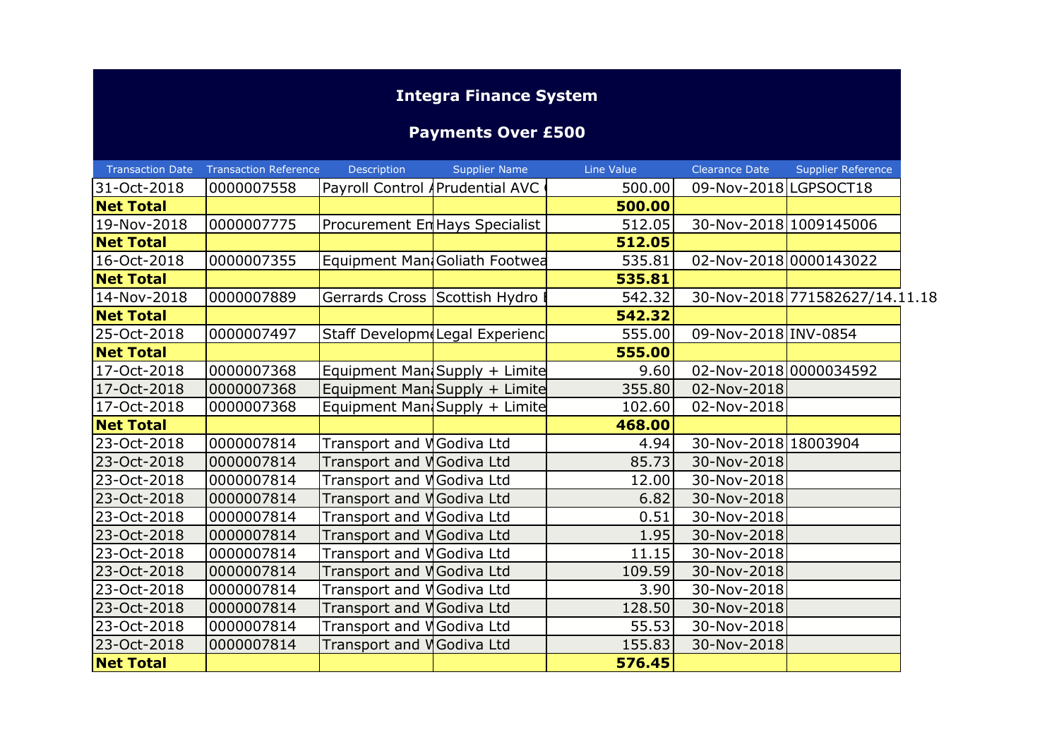# Integra Finance System

## Payments Over £500

| Transaction Date | Transaction Reference | Description | Supplier Name | Line Value | Clearance Date | Supplier Reference |
|---|---|---|---|---|---|---|
| 31-Oct-2018 | 0000007558 | Payroll Control A | Prudential AVC | 500.00 | 09-Nov-2018 | LGPSOCT18 |
| **Net Total** | | | | **500.00** | | |
| 19-Nov-2018 | 0000007775 | Procurement En | Hays Specialist | 512.05 | 30-Nov-2018 | 1009145006 |
| **Net Total** | | | | **512.05** | | |
| 16-Oct-2018 | 0000007355 | Equipment Man | Goliath Footwea | 535.81 | 02-Nov-2018 | 0000143022 |
| **Net Total** | | | | **535.81** | | |
| 14-Nov-2018 | 0000007889 | Gerrards Cross | Scottish Hydro | 542.32 | 30-Nov-2018 | 771582627/14.11.18 |
| **Net Total** | | | | **542.32** | | |
| 25-Oct-2018 | 0000007497 | Staff Developme | Legal Experienc | 555.00 | 09-Nov-2018 | INV-0854 |
| **Net Total** | | | | **555.00** | | |
| 17-Oct-2018 | 0000007368 | Equipment Man | Supply + Limite | 9.60 | 02-Nov-2018 | 0000034592 |
| 17-Oct-2018 | 0000007368 | Equipment Man | Supply + Limite | 355.80 | 02-Nov-2018 | |
| 17-Oct-2018 | 0000007368 | Equipment Man | Supply + Limite | 102.60 | 02-Nov-2018 | |
| **Net Total** | | | | **468.00** | | |
| 23-Oct-2018 | 0000007814 | Transport and W | Godiva Ltd | 4.94 | 30-Nov-2018 | 18003904 |
| 23-Oct-2018 | 0000007814 | Transport and W | Godiva Ltd | 85.73 | 30-Nov-2018 | |
| 23-Oct-2018 | 0000007814 | Transport and W | Godiva Ltd | 12.00 | 30-Nov-2018 | |
| 23-Oct-2018 | 0000007814 | Transport and W | Godiva Ltd | 6.82 | 30-Nov-2018 | |
| 23-Oct-2018 | 0000007814 | Transport and W | Godiva Ltd | 0.51 | 30-Nov-2018 | |
| 23-Oct-2018 | 0000007814 | Transport and W | Godiva Ltd | 1.95 | 30-Nov-2018 | |
| 23-Oct-2018 | 0000007814 | Transport and W | Godiva Ltd | 11.15 | 30-Nov-2018 | |
| 23-Oct-2018 | 0000007814 | Transport and W | Godiva Ltd | 109.59 | 30-Nov-2018 | |
| 23-Oct-2018 | 0000007814 | Transport and W | Godiva Ltd | 3.90 | 30-Nov-2018 | |
| 23-Oct-2018 | 0000007814 | Transport and W | Godiva Ltd | 128.50 | 30-Nov-2018 | |
| 23-Oct-2018 | 0000007814 | Transport and W | Godiva Ltd | 55.53 | 30-Nov-2018 | |
| 23-Oct-2018 | 0000007814 | Transport and W | Godiva Ltd | 155.83 | 30-Nov-2018 | |
| **Net Total** | | | | **576.45** | | |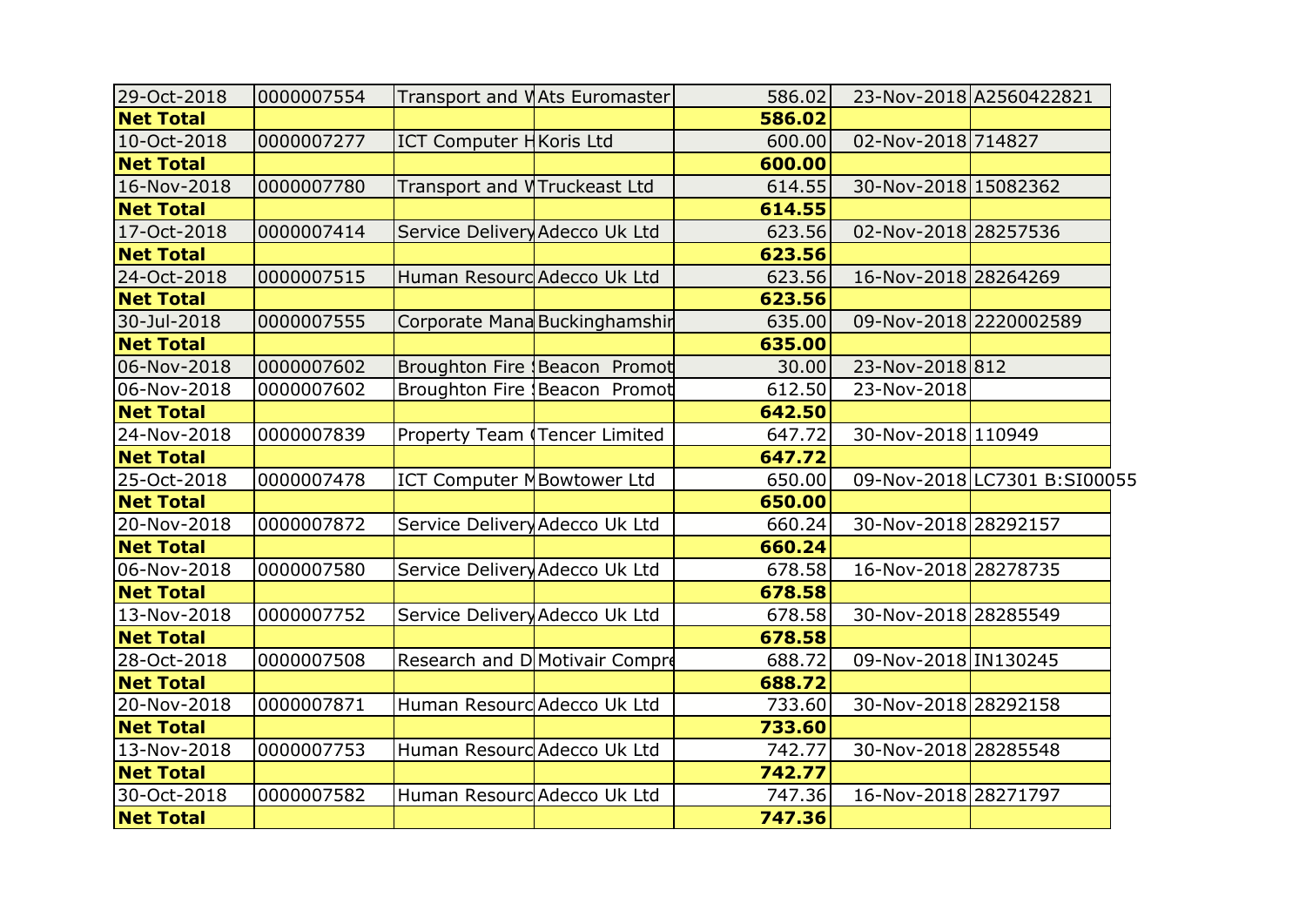| | | | | | | |
|---|---|---|---|---|---|---|
| 29-Oct-2018 | 0000007554 | Transport and W | Ats Euromaster | 586.02 | 23-Nov-2018 | A2560422821 |
| **Net Total** | | | | **586.02** | | |
| 10-Oct-2018 | 0000007277 | ICT Computer H | Koris Ltd | 600.00 | 02-Nov-2018 | 714827 |
| **Net Total** | | | | **600.00** | | |
| 16-Nov-2018 | 0000007780 | Transport and W | Truckeast Ltd | 614.55 | 30-Nov-2018 | 15082362 |
| **Net Total** | | | | **614.55** | | |
| 17-Oct-2018 | 0000007414 | Service Delivery | Adecco Uk Ltd | 623.56 | 02-Nov-2018 | 28257536 |
| **Net Total** | | | | **623.56** | | |
| 24-Oct-2018 | 0000007515 | Human Resourc | Adecco Uk Ltd | 623.56 | 16-Nov-2018 | 28264269 |
| **Net Total** | | | | **623.56** | | |
| 30-Jul-2018 | 0000007555 | Corporate Mana | Buckinghamshir | 635.00 | 09-Nov-2018 | 2220002589 |
| **Net Total** | | | | **635.00** | | |
| 06-Nov-2018 | 0000007602 | Broughton Fire | Beacon Promot | 30.00 | 23-Nov-2018 | 812 |
| 06-Nov-2018 | 0000007602 | Broughton Fire | Beacon Promot | 612.50 | 23-Nov-2018 | |
| **Net Total** | | | | **642.50** | | |
| 24-Nov-2018 | 0000007839 | Property Team ( | Tencer Limited | 647.72 | 30-Nov-2018 | 110949 |
| **Net Total** | | | | **647.72** | | |
| 25-Oct-2018 | 0000007478 | ICT Computer M | Bowtower Ltd | 650.00 | 09-Nov-2018 | LC7301 B:SI00055 |
| **Net Total** | | | | **650.00** | | |
| 20-Nov-2018 | 0000007872 | Service Delivery | Adecco Uk Ltd | 660.24 | 30-Nov-2018 | 28292157 |
| **Net Total** | | | | **660.24** | | |
| 06-Nov-2018 | 0000007580 | Service Delivery | Adecco Uk Ltd | 678.58 | 16-Nov-2018 | 28278735 |
| **Net Total** | | | | **678.58** | | |
| 13-Nov-2018 | 0000007752 | Service Delivery | Adecco Uk Ltd | 678.58 | 30-Nov-2018 | 28285549 |
| **Net Total** | | | | **678.58** | | |
| 28-Oct-2018 | 0000007508 | Research and D | Motivair Compre | 688.72 | 09-Nov-2018 | IN130245 |
| **Net Total** | | | | **688.72** | | |
| 20-Nov-2018 | 0000007871 | Human Resourc | Adecco Uk Ltd | 733.60 | 30-Nov-2018 | 28292158 |
| **Net Total** | | | | **733.60** | | |
| 13-Nov-2018 | 0000007753 | Human Resourc | Adecco Uk Ltd | 742.77 | 30-Nov-2018 | 28285548 |
| **Net Total** | | | | **742.77** | | |
| 30-Oct-2018 | 0000007582 | Human Resourc | Adecco Uk Ltd | 747.36 | 16-Nov-2018 | 28271797 |
| **Net Total** | | | | **747.36** | | |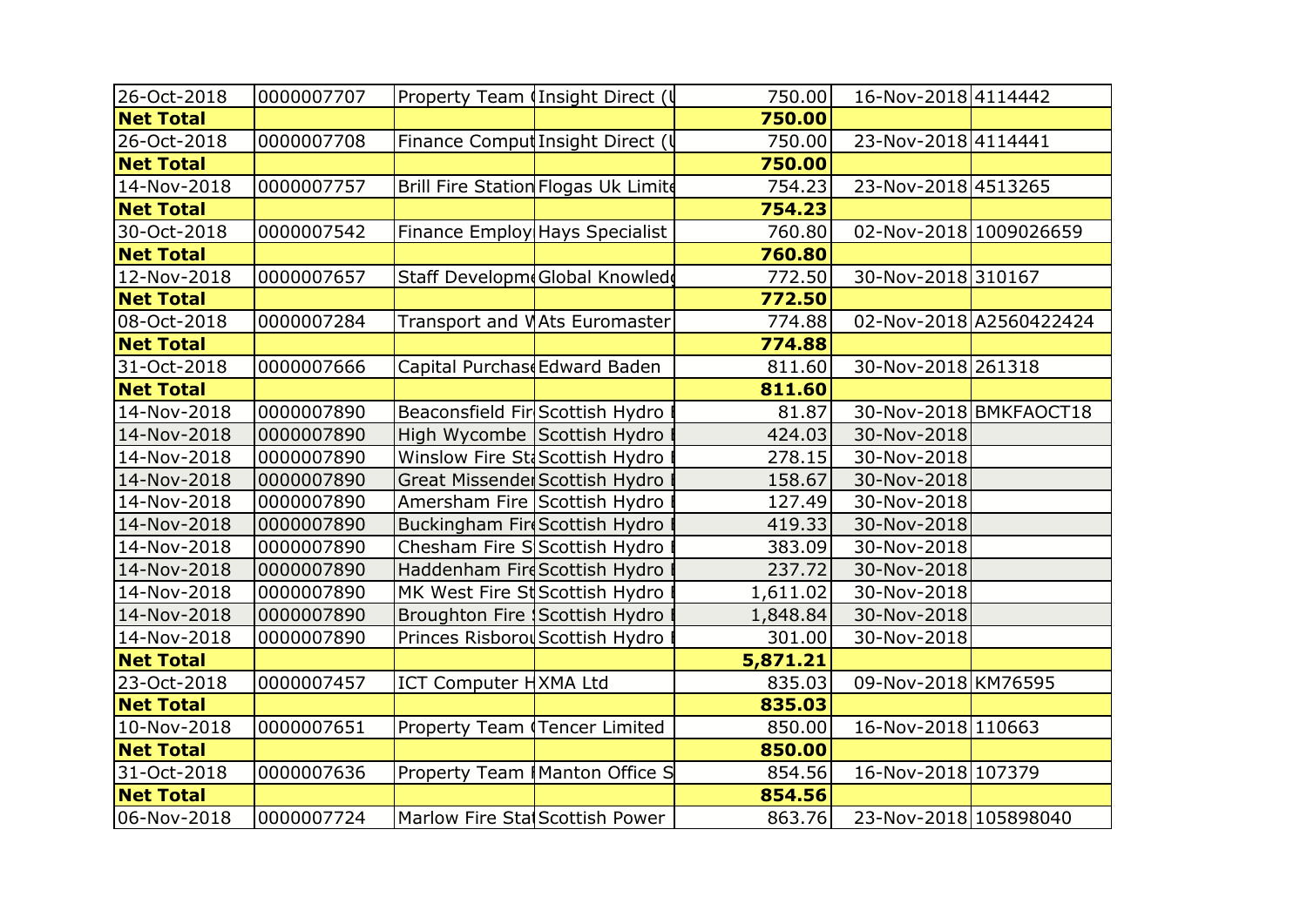| | | | | | | |
|---|---|---|---|---|---|---|
| 26-Oct-2018 | 0000007707 | Property Team ( | Insight Direct (l | 750.00 | 16-Nov-2018 | 4114442 |
| **Net Total** | | | | **750.00** | | |
| 26-Oct-2018 | 0000007708 | Finance Comput | Insight Direct (l | 750.00 | 23-Nov-2018 | 4114441 |
| **Net Total** | | | | **750.00** | | |
| 14-Nov-2018 | 0000007757 | Brill Fire Station | Flogas Uk Limite | 754.23 | 23-Nov-2018 | 4513265 |
| **Net Total** | | | | **754.23** | | |
| 30-Oct-2018 | 0000007542 | Finance Employ | Hays Specialist | 760.80 | 02-Nov-2018 | 1009026659 |
| **Net Total** | | | | **760.80** | | |
| 12-Nov-2018 | 0000007657 | Staff Developme | Global Knowledg | 772.50 | 30-Nov-2018 | 310167 |
| **Net Total** | | | | **772.50** | | |
| 08-Oct-2018 | 0000007284 | Transport and W | Ats Euromaster | 774.88 | 02-Nov-2018 | A2560422424 |
| **Net Total** | | | | **774.88** | | |
| 31-Oct-2018 | 0000007666 | Capital Purchase | Edward Baden | 811.60 | 30-Nov-2018 | 261318 |
| **Net Total** | | | | **811.60** | | |
| 14-Nov-2018 | 0000007890 | Beaconsfield Fir | Scottish Hydro | 81.87 | 30-Nov-2018 | BMKFAOCT18 |
| 14-Nov-2018 | 0000007890 | High Wycombe | Scottish Hydro | 424.03 | 30-Nov-2018 | |
| 14-Nov-2018 | 0000007890 | Winslow Fire Sta | Scottish Hydro | 278.15 | 30-Nov-2018 | |
| 14-Nov-2018 | 0000007890 | Great Missender | Scottish Hydro | 158.67 | 30-Nov-2018 | |
| 14-Nov-2018 | 0000007890 | Amersham Fire | Scottish Hydro | 127.49 | 30-Nov-2018 | |
| 14-Nov-2018 | 0000007890 | Buckingham Fire | Scottish Hydro | 419.33 | 30-Nov-2018 | |
| 14-Nov-2018 | 0000007890 | Chesham Fire S | Scottish Hydro | 383.09 | 30-Nov-2018 | |
| 14-Nov-2018 | 0000007890 | Haddenham Fire | Scottish Hydro | 237.72 | 30-Nov-2018 | |
| 14-Nov-2018 | 0000007890 | MK West Fire St | Scottish Hydro | 1,611.02 | 30-Nov-2018 | |
| 14-Nov-2018 | 0000007890 | Broughton Fire | Scottish Hydro | 1,848.84 | 30-Nov-2018 | |
| 14-Nov-2018 | 0000007890 | Princes Risborou | Scottish Hydro | 301.00 | 30-Nov-2018 | |
| **Net Total** | | | | **5,871.21** | | |
| 23-Oct-2018 | 0000007457 | ICT Computer H | XMA Ltd | 835.03 | 09-Nov-2018 | KM76595 |
| **Net Total** | | | | **835.03** | | |
| 10-Nov-2018 | 0000007651 | Property Team ( | Tencer Limited | 850.00 | 16-Nov-2018 | 110663 |
| **Net Total** | | | | **850.00** | | |
| 31-Oct-2018 | 0000007636 | Property Team I | Manton Office S | 854.56 | 16-Nov-2018 | 107379 |
| **Net Total** | | | | **854.56** | | |
| 06-Nov-2018 | 0000007724 | Marlow Fire Stat | Scottish Power | 863.76 | 23-Nov-2018 | 105898040 |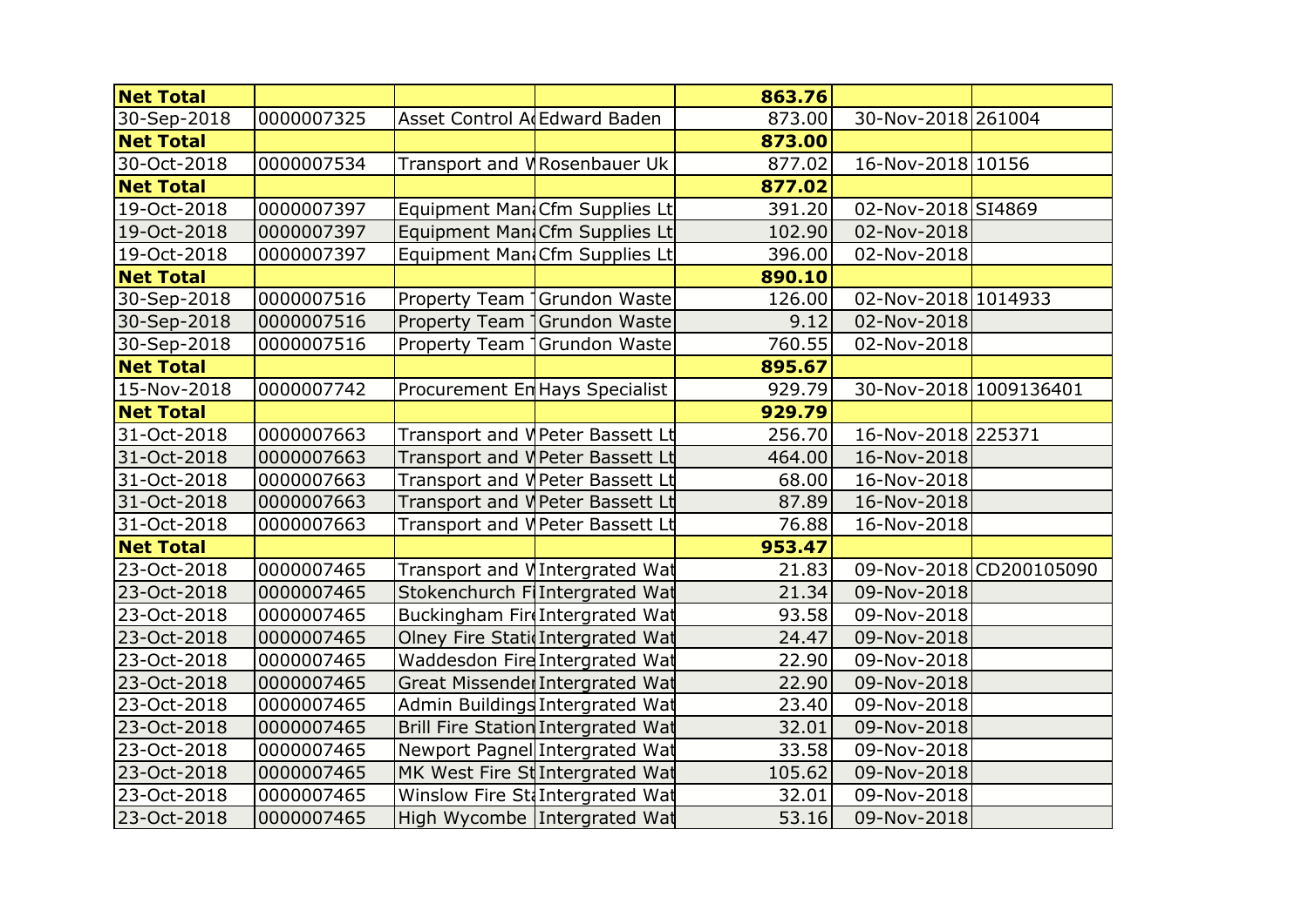| **Net Total** | | | | **863.76** | | |
|---|---|---|---|---|---|---|
| 30-Sep-2018 | 0000007325 | Asset Control Ad | Edward Baden | 873.00 | 30-Nov-2018 | 261004 |
| **Net Total** | | | | **873.00** | | |
| 30-Oct-2018 | 0000007534 | Transport and W | Rosenbauer Uk | 877.02 | 16-Nov-2018 | 10156 |
| **Net Total** | | | | **877.02** | | |
| 19-Oct-2018 | 0000007397 | Equipment Mana | Cfm Supplies Lt | 391.20 | 02-Nov-2018 | SI4869 |
| 19-Oct-2018 | 0000007397 | Equipment Mana | Cfm Supplies Lt | 102.90 | 02-Nov-2018 | |
| 19-Oct-2018 | 0000007397 | Equipment Mana | Cfm Supplies Lt | 396.00 | 02-Nov-2018 | |
| **Net Total** | | | | **890.10** | | |
| 30-Sep-2018 | 0000007516 | Property Team T | Grundon Waste | 126.00 | 02-Nov-2018 | 1014933 |
| 30-Sep-2018 | 0000007516 | Property Team T | Grundon Waste | 9.12 | 02-Nov-2018 | |
| 30-Sep-2018 | 0000007516 | Property Team T | Grundon Waste | 760.55 | 02-Nov-2018 | |
| **Net Total** | | | | **895.67** | | |
| 15-Nov-2018 | 0000007742 | Procurement En | Hays Specialist | 929.79 | 30-Nov-2018 | 1009136401 |
| **Net Total** | | | | **929.79** | | |
| 31-Oct-2018 | 0000007663 | Transport and W | Peter Bassett Lt | 256.70 | 16-Nov-2018 | 225371 |
| 31-Oct-2018 | 0000007663 | Transport and W | Peter Bassett Lt | 464.00 | 16-Nov-2018 | |
| 31-Oct-2018 | 0000007663 | Transport and W | Peter Bassett Lt | 68.00 | 16-Nov-2018 | |
| 31-Oct-2018 | 0000007663 | Transport and W | Peter Bassett Lt | 87.89 | 16-Nov-2018 | |
| 31-Oct-2018 | 0000007663 | Transport and W | Peter Bassett Lt | 76.88 | 16-Nov-2018 | |
| **Net Total** | | | | **953.47** | | |
| 23-Oct-2018 | 0000007465 | Transport and W | Intergrated Wat | 21.83 | 09-Nov-2018 | CD200105090 |
| 23-Oct-2018 | 0000007465 | Stokenchurch Fi | Intergrated Wat | 21.34 | 09-Nov-2018 | |
| 23-Oct-2018 | 0000007465 | Buckingham Fire | Intergrated Wat | 93.58 | 09-Nov-2018 | |
| 23-Oct-2018 | 0000007465 | Olney Fire Statio | Intergrated Wat | 24.47 | 09-Nov-2018 | |
| 23-Oct-2018 | 0000007465 | Waddesdon Fire | Intergrated Wat | 22.90 | 09-Nov-2018 | |
| 23-Oct-2018 | 0000007465 | Great Missender | Intergrated Wat | 22.90 | 09-Nov-2018 | |
| 23-Oct-2018 | 0000007465 | Admin Buildings | Intergrated Wat | 23.40 | 09-Nov-2018 | |
| 23-Oct-2018 | 0000007465 | Brill Fire Station | Intergrated Wat | 32.01 | 09-Nov-2018 | |
| 23-Oct-2018 | 0000007465 | Newport Pagnel | Intergrated Wat | 33.58 | 09-Nov-2018 | |
| 23-Oct-2018 | 0000007465 | MK West Fire St | Intergrated Wat | 105.62 | 09-Nov-2018 | |
| 23-Oct-2018 | 0000007465 | Winslow Fire Sta | Intergrated Wat | 32.01 | 09-Nov-2018 | |
| 23-Oct-2018 | 0000007465 | High Wycombe | Intergrated Wat | 53.16 | 09-Nov-2018 | |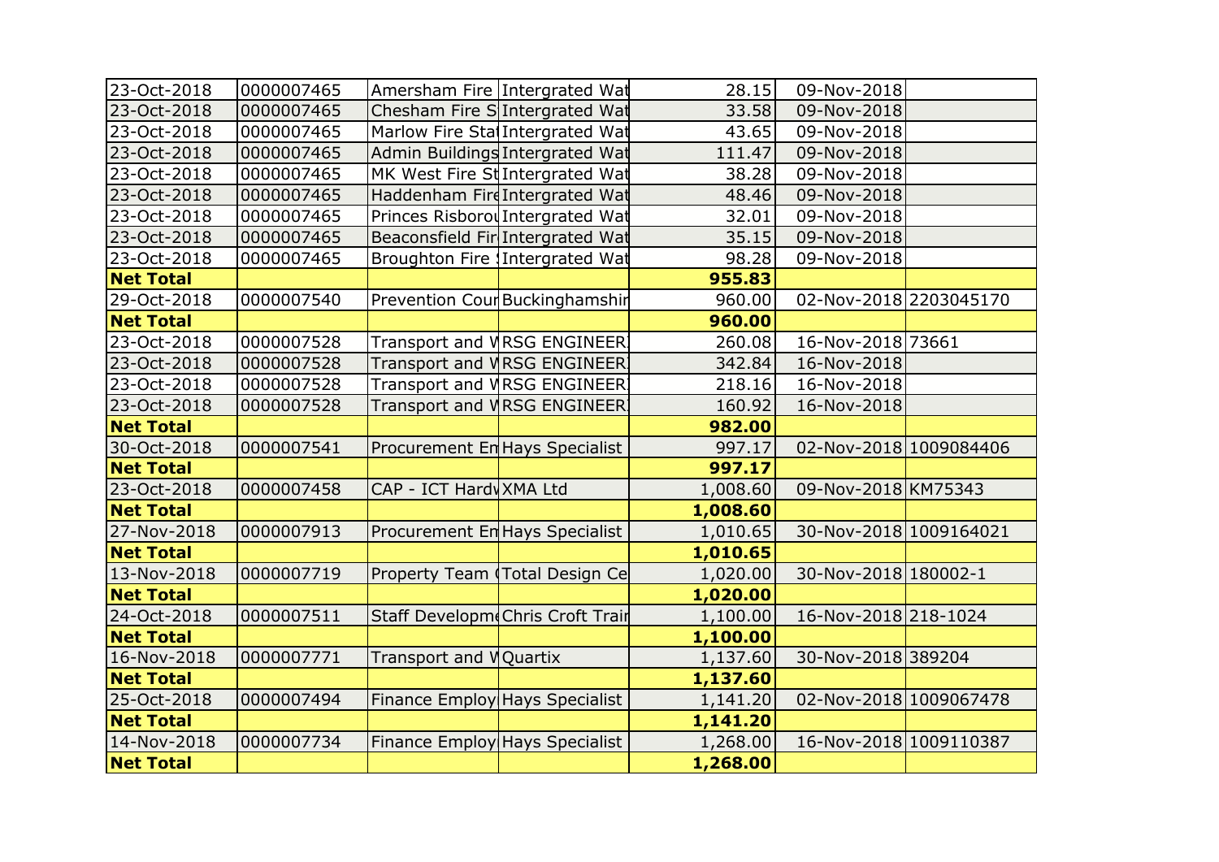| | | | | | | |
|---|---|---|---|---|---|---|
| 23-Oct-2018 | 0000007465 | Amersham Fire | Intergrated Wat | 28.15 | 09-Nov-2018 | |
| 23-Oct-2018 | 0000007465 | Chesham Fire S | Intergrated Wat | 33.58 | 09-Nov-2018 | |
| 23-Oct-2018 | 0000007465 | Marlow Fire Stat | Intergrated Wat | 43.65 | 09-Nov-2018 | |
| 23-Oct-2018 | 0000007465 | Admin Buildings | Intergrated Wat | 111.47 | 09-Nov-2018 | |
| 23-Oct-2018 | 0000007465 | MK West Fire St | Intergrated Wat | 38.28 | 09-Nov-2018 | |
| 23-Oct-2018 | 0000007465 | Haddenham Fire | Intergrated Wat | 48.46 | 09-Nov-2018 | |
| 23-Oct-2018 | 0000007465 | Princes Risborou | Intergrated Wat | 32.01 | 09-Nov-2018 | |
| 23-Oct-2018 | 0000007465 | Beaconsfield Fir | Intergrated Wat | 35.15 | 09-Nov-2018 | |
| 23-Oct-2018 | 0000007465 | Broughton Fire S | Intergrated Wat | 98.28 | 09-Nov-2018 | |
| **Net Total** | | | | **955.83** | | |
| 29-Oct-2018 | 0000007540 | Prevention Cour | Buckinghamshir | 960.00 | 02-Nov-2018 | 2203045170 |
| **Net Total** | | | | **960.00** | | |
| 23-Oct-2018 | 0000007528 | Transport and W | RSG ENGINEER | 260.08 | 16-Nov-2018 | 73661 |
| 23-Oct-2018 | 0000007528 | Transport and W | RSG ENGINEER | 342.84 | 16-Nov-2018 | |
| 23-Oct-2018 | 0000007528 | Transport and W | RSG ENGINEER | 218.16 | 16-Nov-2018 | |
| 23-Oct-2018 | 0000007528 | Transport and W | RSG ENGINEER | 160.92 | 16-Nov-2018 | |
| **Net Total** | | | | **982.00** | | |
| 30-Oct-2018 | 0000007541 | Procurement En | Hays Specialist | 997.17 | 02-Nov-2018 | 1009084406 |
| **Net Total** | | | | **997.17** | | |
| 23-Oct-2018 | 0000007458 | CAP - ICT Hardw | XMA Ltd | 1,008.60 | 09-Nov-2018 | KM75343 |
| **Net Total** | | | | **1,008.60** | | |
| 27-Nov-2018 | 0000007913 | Procurement En | Hays Specialist | 1,010.65 | 30-Nov-2018 | 1009164021 |
| **Net Total** | | | | **1,010.65** | | |
| 13-Nov-2018 | 0000007719 | Property Team ( | Total Design Ce | 1,020.00 | 30-Nov-2018 | 180002-1 |
| **Net Total** | | | | **1,020.00** | | |
| 24-Oct-2018 | 0000007511 | Staff Developme | Chris Croft Trair | 1,100.00 | 16-Nov-2018 | 218-1024 |
| **Net Total** | | | | **1,100.00** | | |
| 16-Nov-2018 | 0000007771 | Transport and W | Quartix | 1,137.60 | 30-Nov-2018 | 389204 |
| **Net Total** | | | | **1,137.60** | | |
| 25-Oct-2018 | 0000007494 | Finance Employ | Hays Specialist | 1,141.20 | 02-Nov-2018 | 1009067478 |
| **Net Total** | | | | **1,141.20** | | |
| 14-Nov-2018 | 0000007734 | Finance Employ | Hays Specialist | 1,268.00 | 16-Nov-2018 | 1009110387 |
| **Net Total** | | | | **1,268.00** | | |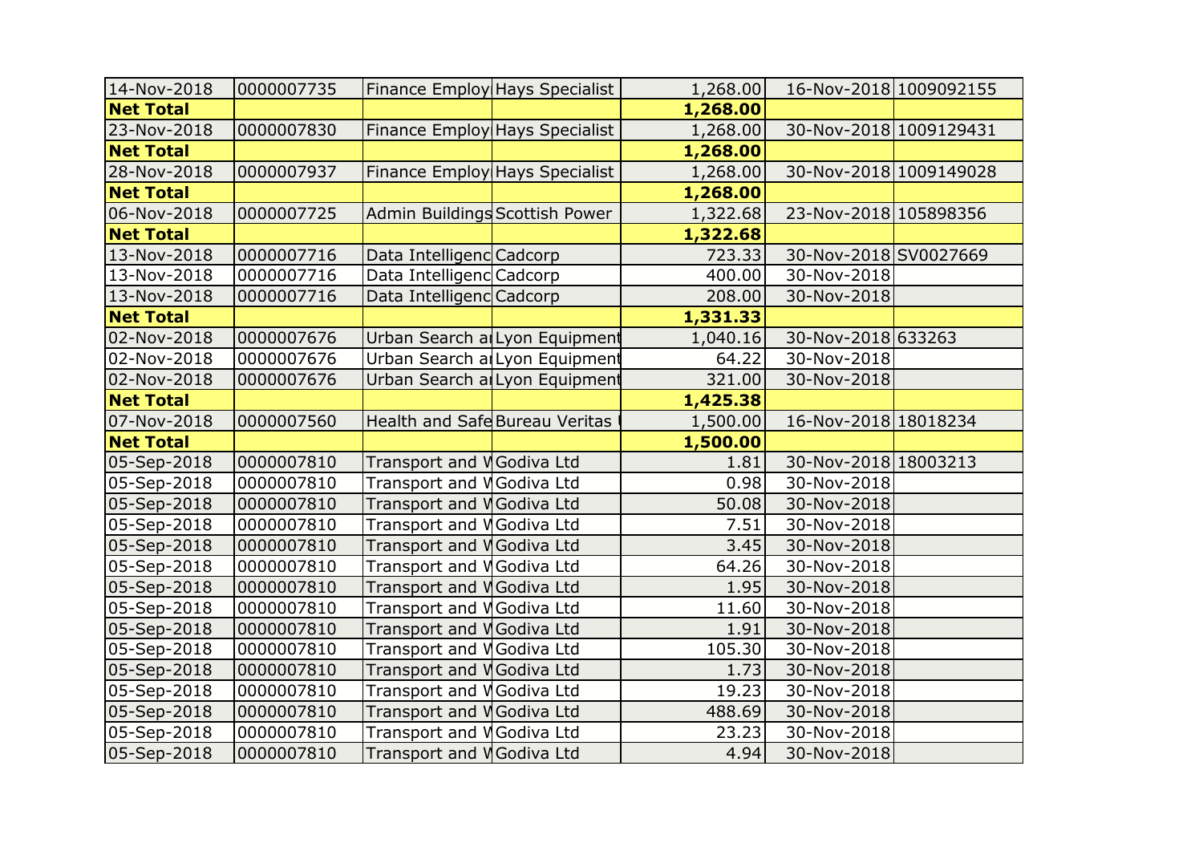| | | | | | | |
|---|---|---|---|---|---|---|
| 14-Nov-2018 | 0000007735 | Finance Employ | Hays Specialist | 1,268.00 | 16-Nov-2018 | 1009092155 |
| **Net Total** | | | | **1,268.00** | | |
| 23-Nov-2018 | 0000007830 | Finance Employ | Hays Specialist | 1,268.00 | 30-Nov-2018 | 1009129431 |
| **Net Total** | | | | **1,268.00** | | |
| 28-Nov-2018 | 0000007937 | Finance Employ | Hays Specialist | 1,268.00 | 30-Nov-2018 | 1009149028 |
| **Net Total** | | | | **1,268.00** | | |
| 06-Nov-2018 | 0000007725 | Admin Buildings | Scottish Power | 1,322.68 | 23-Nov-2018 | 105898356 |
| **Net Total** | | | | **1,322.68** | | |
| 13-Nov-2018 | 0000007716 | Data Intelligenc | Cadcorp | 723.33 | 30-Nov-2018 | SV0027669 |
| 13-Nov-2018 | 0000007716 | Data Intelligenc | Cadcorp | 400.00 | 30-Nov-2018 | |
| 13-Nov-2018 | 0000007716 | Data Intelligenc | Cadcorp | 208.00 | 30-Nov-2018 | |
| **Net Total** | | | | **1,331.33** | | |
| 02-Nov-2018 | 0000007676 | Urban Search ar | Lyon Equipment | 1,040.16 | 30-Nov-2018 | 633263 |
| 02-Nov-2018 | 0000007676 | Urban Search ar | Lyon Equipment | 64.22 | 30-Nov-2018 | |
| 02-Nov-2018 | 0000007676 | Urban Search ar | Lyon Equipment | 321.00 | 30-Nov-2018 | |
| **Net Total** | | | | **1,425.38** | | |
| 07-Nov-2018 | 0000007560 | Health and Safe | Bureau Veritas | 1,500.00 | 16-Nov-2018 | 18018234 |
| **Net Total** | | | | **1,500.00** | | |
| 05-Sep-2018 | 0000007810 | Transport and V | Godiva Ltd | 1.81 | 30-Nov-2018 | 18003213 |
| 05-Sep-2018 | 0000007810 | Transport and V | Godiva Ltd | 0.98 | 30-Nov-2018 | |
| 05-Sep-2018 | 0000007810 | Transport and V | Godiva Ltd | 50.08 | 30-Nov-2018 | |
| 05-Sep-2018 | 0000007810 | Transport and V | Godiva Ltd | 7.51 | 30-Nov-2018 | |
| 05-Sep-2018 | 0000007810 | Transport and V | Godiva Ltd | 3.45 | 30-Nov-2018 | |
| 05-Sep-2018 | 0000007810 | Transport and V | Godiva Ltd | 64.26 | 30-Nov-2018 | |
| 05-Sep-2018 | 0000007810 | Transport and V | Godiva Ltd | 1.95 | 30-Nov-2018 | |
| 05-Sep-2018 | 0000007810 | Transport and V | Godiva Ltd | 11.60 | 30-Nov-2018 | |
| 05-Sep-2018 | 0000007810 | Transport and V | Godiva Ltd | 1.91 | 30-Nov-2018 | |
| 05-Sep-2018 | 0000007810 | Transport and V | Godiva Ltd | 105.30 | 30-Nov-2018 | |
| 05-Sep-2018 | 0000007810 | Transport and V | Godiva Ltd | 1.73 | 30-Nov-2018 | |
| 05-Sep-2018 | 0000007810 | Transport and V | Godiva Ltd | 19.23 | 30-Nov-2018 | |
| 05-Sep-2018 | 0000007810 | Transport and V | Godiva Ltd | 488.69 | 30-Nov-2018 | |
| 05-Sep-2018 | 0000007810 | Transport and V | Godiva Ltd | 23.23 | 30-Nov-2018 | |
| 05-Sep-2018 | 0000007810 | Transport and V | Godiva Ltd | 4.94 | 30-Nov-2018 | |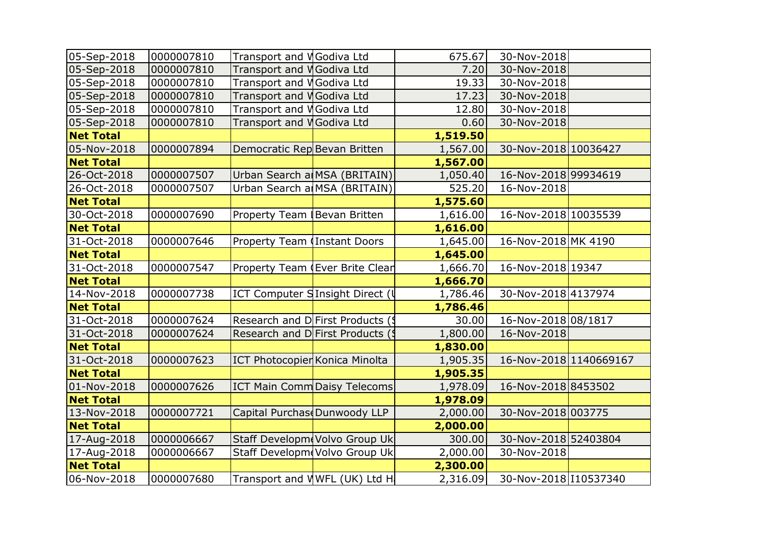| | | | | | | |
|---|---|---|---|---|---|---|
| 05-Sep-2018 | 0000007810 | Transport and W | Godiva Ltd | 675.67 | 30-Nov-2018 | |
| 05-Sep-2018 | 0000007810 | Transport and W | Godiva Ltd | 7.20 | 30-Nov-2018 | |
| 05-Sep-2018 | 0000007810 | Transport and W | Godiva Ltd | 19.33 | 30-Nov-2018 | |
| 05-Sep-2018 | 0000007810 | Transport and W | Godiva Ltd | 17.23 | 30-Nov-2018 | |
| 05-Sep-2018 | 0000007810 | Transport and W | Godiva Ltd | 12.80 | 30-Nov-2018 | |
| 05-Sep-2018 | 0000007810 | Transport and W | Godiva Ltd | 0.60 | 30-Nov-2018 | |
| **Net Total** | | | | **1,519.50** | | |
| 05-Nov-2018 | 0000007894 | Democratic Rep | Bevan Britten | 1,567.00 | 30-Nov-2018 | 10036427 |
| **Net Total** | | | | **1,567.00** | | |
| 26-Oct-2018 | 0000007507 | Urban Search ar | MSA (BRITAIN) | 1,050.40 | 16-Nov-2018 | 99934619 |
| 26-Oct-2018 | 0000007507 | Urban Search ar | MSA (BRITAIN) | 525.20 | 16-Nov-2018 | |
| **Net Total** | | | | **1,575.60** | | |
| 30-Oct-2018 | 0000007690 | Property Team I | Bevan Britten | 1,616.00 | 16-Nov-2018 | 10035539 |
| **Net Total** | | | | **1,616.00** | | |
| 31-Oct-2018 | 0000007646 | Property Team ( | Instant Doors | 1,645.00 | 16-Nov-2018 | MK 4190 |
| **Net Total** | | | | **1,645.00** | | |
| 31-Oct-2018 | 0000007547 | Property Team ( | Ever Brite Clean | 1,666.70 | 16-Nov-2018 | 19347 |
| **Net Total** | | | | **1,666.70** | | |
| 14-Nov-2018 | 0000007738 | ICT Computer S | Insight Direct (U | 1,786.46 | 30-Nov-2018 | 4137974 |
| **Net Total** | | | | **1,786.46** | | |
| 31-Oct-2018 | 0000007624 | Research and D | First Products (S | 30.00 | 16-Nov-2018 | 08/1817 |
| 31-Oct-2018 | 0000007624 | Research and D | First Products (S | 1,800.00 | 16-Nov-2018 | |
| **Net Total** | | | | **1,830.00** | | |
| 31-Oct-2018 | 0000007623 | ICT Photocopier | Konica Minolta | 1,905.35 | 16-Nov-2018 | 1140669167 |
| **Net Total** | | | | **1,905.35** | | |
| 01-Nov-2018 | 0000007626 | ICT Main Comm | Daisy Telecoms | 1,978.09 | 16-Nov-2018 | 8453502 |
| **Net Total** | | | | **1,978.09** | | |
| 13-Nov-2018 | 0000007721 | Capital Purchase | Dunwoody LLP | 2,000.00 | 30-Nov-2018 | 003775 |
| **Net Total** | | | | **2,000.00** | | |
| 17-Aug-2018 | 0000006667 | Staff Developme | Volvo Group Uk | 300.00 | 30-Nov-2018 | 52403804 |
| 17-Aug-2018 | 0000006667 | Staff Developme | Volvo Group Uk | 2,000.00 | 30-Nov-2018 | |
| **Net Total** | | | | **2,300.00** | | |
| 06-Nov-2018 | 0000007680 | Transport and W | WFL (UK) Ltd H | 2,316.09 | 30-Nov-2018 | I10537340 |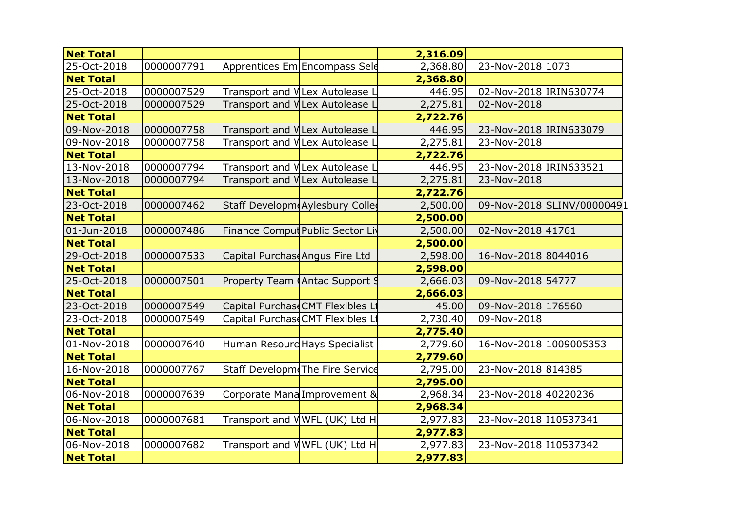| | | | | | | |
|---|---|---|---|---|---|---|
| **Net Total** | | | | **2,316.09** | | |
| 25-Oct-2018 | 0000007791 | Apprentices Em | Encompass Sele | 2,368.80 | 23-Nov-2018 | 1073 |
| **Net Total** | | | | **2,368.80** | | |
| 25-Oct-2018 | 0000007529 | Transport and W | Lex Autolease L | 446.95 | 02-Nov-2018 | IRIN630774 |
| 25-Oct-2018 | 0000007529 | Transport and W | Lex Autolease L | 2,275.81 | 02-Nov-2018 | |
| **Net Total** | | | | **2,722.76** | | |
| 09-Nov-2018 | 0000007758 | Transport and W | Lex Autolease L | 446.95 | 23-Nov-2018 | IRIN633079 |
| 09-Nov-2018 | 0000007758 | Transport and W | Lex Autolease L | 2,275.81 | 23-Nov-2018 | |
| **Net Total** | | | | **2,722.76** | | |
| 13-Nov-2018 | 0000007794 | Transport and W | Lex Autolease L | 446.95 | 23-Nov-2018 | IRIN633521 |
| 13-Nov-2018 | 0000007794 | Transport and W | Lex Autolease L | 2,275.81 | 23-Nov-2018 | |
| **Net Total** | | | | **2,722.76** | | |
| 23-Oct-2018 | 0000007462 | Staff Developme | Aylesbury Colleg | 2,500.00 | 09-Nov-2018 | SLINV/00000491 |
| **Net Total** | | | | **2,500.00** | | |
| 01-Jun-2018 | 0000007486 | Finance Comput | Public Sector Liv | 2,500.00 | 02-Nov-2018 | 41761 |
| **Net Total** | | | | **2,500.00** | | |
| 29-Oct-2018 | 0000007533 | Capital Purchase | Angus Fire Ltd | 2,598.00 | 16-Nov-2018 | 8044016 |
| **Net Total** | | | | **2,598.00** | | |
| 25-Oct-2018 | 0000007501 | Property Team ( | Antac Support S | 2,666.03 | 09-Nov-2018 | 54777 |
| **Net Total** | | | | **2,666.03** | | |
| 23-Oct-2018 | 0000007549 | Capital Purchase | CMT Flexibles Lt | 45.00 | 09-Nov-2018 | 176560 |
| 23-Oct-2018 | 0000007549 | Capital Purchase | CMT Flexibles Lt | 2,730.40 | 09-Nov-2018 | |
| **Net Total** | | | | **2,775.40** | | |
| 01-Nov-2018 | 0000007640 | Human Resourc | Hays Specialist | 2,779.60 | 16-Nov-2018 | 1009005353 |
| **Net Total** | | | | **2,779.60** | | |
| 16-Nov-2018 | 0000007767 | Staff Developme | The Fire Service | 2,795.00 | 23-Nov-2018 | 814385 |
| **Net Total** | | | | **2,795.00** | | |
| 06-Nov-2018 | 0000007639 | Corporate Mana | Improvement & | 2,968.34 | 23-Nov-2018 | 40220236 |
| **Net Total** | | | | **2,968.34** | | |
| 06-Nov-2018 | 0000007681 | Transport and W | WFL (UK) Ltd H | 2,977.83 | 23-Nov-2018 | I10537341 |
| **Net Total** | | | | **2,977.83** | | |
| 06-Nov-2018 | 0000007682 | Transport and W | WFL (UK) Ltd H | 2,977.83 | 23-Nov-2018 | I10537342 |
| **Net Total** | | | | **2,977.83** | | |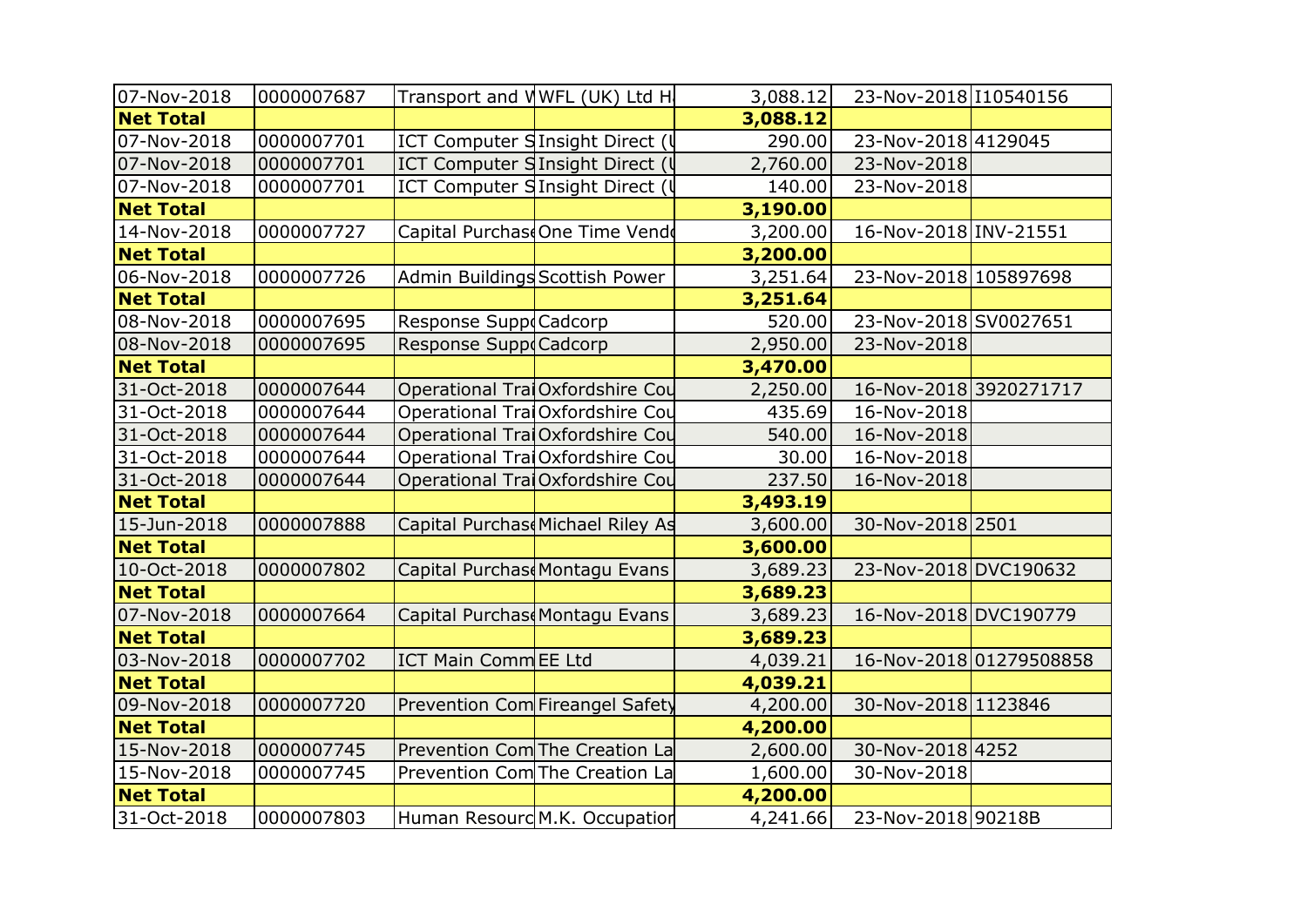| | | | | | | |
|---|---|---|---|---|---|---|
| 07-Nov-2018 | 0000007687 | Transport and W | WFL (UK) Ltd H | 3,088.12 | 23-Nov-2018 | I10540156 |
| **Net Total** | | | | **3,088.12** | | |
| 07-Nov-2018 | 0000007701 | ICT Computer S | Insight Direct (U | 290.00 | 23-Nov-2018 | 4129045 |
| 07-Nov-2018 | 0000007701 | ICT Computer S | Insight Direct (U | 2,760.00 | 23-Nov-2018 | |
| 07-Nov-2018 | 0000007701 | ICT Computer S | Insight Direct (U | 140.00 | 23-Nov-2018 | |
| **Net Total** | | | | **3,190.00** | | |
| 14-Nov-2018 | 0000007727 | Capital Purchase | One Time Vendo | 3,200.00 | 16-Nov-2018 | INV-21551 |
| **Net Total** | | | | **3,200.00** | | |
| 06-Nov-2018 | 0000007726 | Admin Buildings | Scottish Power | 3,251.64 | 23-Nov-2018 | 105897698 |
| **Net Total** | | | | **3,251.64** | | |
| 08-Nov-2018 | 0000007695 | Response Suppo | Cadcorp | 520.00 | 23-Nov-2018 | SV0027651 |
| 08-Nov-2018 | 0000007695 | Response Suppo | Cadcorp | 2,950.00 | 23-Nov-2018 | |
| **Net Total** | | | | **3,470.00** | | |
| 31-Oct-2018 | 0000007644 | Operational Trai | Oxfordshire Cou | 2,250.00 | 16-Nov-2018 | 3920271717 |
| 31-Oct-2018 | 0000007644 | Operational Trai | Oxfordshire Cou | 435.69 | 16-Nov-2018 | |
| 31-Oct-2018 | 0000007644 | Operational Trai | Oxfordshire Cou | 540.00 | 16-Nov-2018 | |
| 31-Oct-2018 | 0000007644 | Operational Trai | Oxfordshire Cou | 30.00 | 16-Nov-2018 | |
| 31-Oct-2018 | 0000007644 | Operational Trai | Oxfordshire Cou | 237.50 | 16-Nov-2018 | |
| **Net Total** | | | | **3,493.19** | | |
| 15-Jun-2018 | 0000007888 | Capital Purchase | Michael Riley As | 3,600.00 | 30-Nov-2018 | 2501 |
| **Net Total** | | | | **3,600.00** | | |
| 10-Oct-2018 | 0000007802 | Capital Purchase | Montagu Evans | 3,689.23 | 23-Nov-2018 | DVC190632 |
| **Net Total** | | | | **3,689.23** | | |
| 07-Nov-2018 | 0000007664 | Capital Purchase | Montagu Evans | 3,689.23 | 16-Nov-2018 | DVC190779 |
| **Net Total** | | | | **3,689.23** | | |
| 03-Nov-2018 | 0000007702 | ICT Main Comm | EE Ltd | 4,039.21 | 16-Nov-2018 | 01279508858 |
| **Net Total** | | | | **4,039.21** | | |
| 09-Nov-2018 | 0000007720 | Prevention Com | Fireangel Safety | 4,200.00 | 30-Nov-2018 | 1123846 |
| **Net Total** | | | | **4,200.00** | | |
| 15-Nov-2018 | 0000007745 | Prevention Com | The Creation La | 2,600.00 | 30-Nov-2018 | 4252 |
| 15-Nov-2018 | 0000007745 | Prevention Com | The Creation La | 1,600.00 | 30-Nov-2018 | |
| **Net Total** | | | | **4,200.00** | | |
| 31-Oct-2018 | 0000007803 | Human Resourc | M.K. Occupation | 4,241.66 | 23-Nov-2018 | 90218B |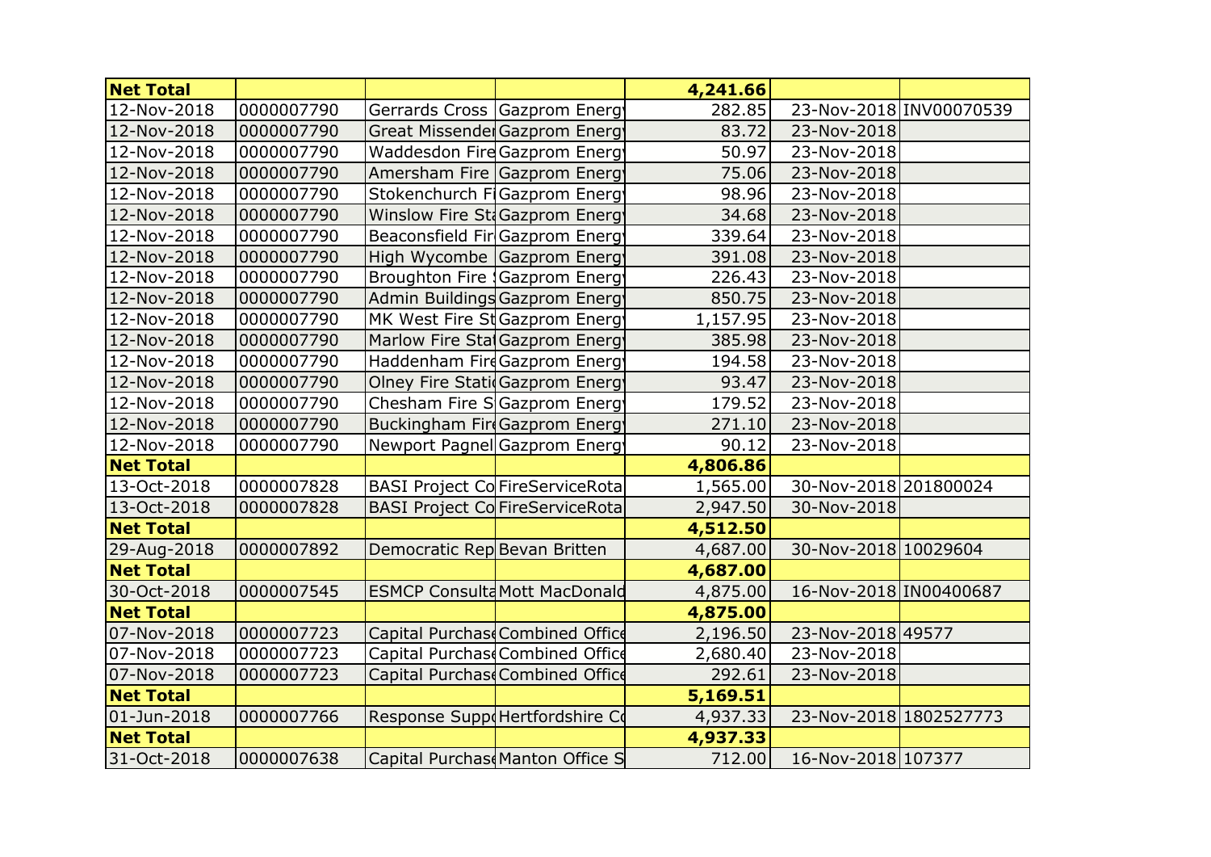| | | | | | | |
|---|---|---|---|---|---|---|
| **Net Total** | | | | **4,241.66** | | |
| 12-Nov-2018 | 0000007790 | Gerrards Cross | Gazprom Energy | 282.85 | 23-Nov-2018 | INV00070539 |
| 12-Nov-2018 | 0000007790 | Great Missenden | Gazprom Energy | 83.72 | 23-Nov-2018 | |
| 12-Nov-2018 | 0000007790 | Waddesdon Fire | Gazprom Energy | 50.97 | 23-Nov-2018 | |
| 12-Nov-2018 | 0000007790 | Amersham Fire | Gazprom Energy | 75.06 | 23-Nov-2018 | |
| 12-Nov-2018 | 0000007790 | Stokenchurch Fi | Gazprom Energy | 98.96 | 23-Nov-2018 | |
| 12-Nov-2018 | 0000007790 | Winslow Fire Sta | Gazprom Energy | 34.68 | 23-Nov-2018 | |
| 12-Nov-2018 | 0000007790 | Beaconsfield Fir | Gazprom Energy | 339.64 | 23-Nov-2018 | |
| 12-Nov-2018 | 0000007790 | High Wycombe | Gazprom Energy | 391.08 | 23-Nov-2018 | |
| 12-Nov-2018 | 0000007790 | Broughton Fire | Gazprom Energy | 226.43 | 23-Nov-2018 | |
| 12-Nov-2018 | 0000007790 | Admin Buildings | Gazprom Energy | 850.75 | 23-Nov-2018 | |
| 12-Nov-2018 | 0000007790 | MK West Fire St | Gazprom Energy | 1,157.95 | 23-Nov-2018 | |
| 12-Nov-2018 | 0000007790 | Marlow Fire Stat | Gazprom Energy | 385.98 | 23-Nov-2018 | |
| 12-Nov-2018 | 0000007790 | Haddenham Fire | Gazprom Energy | 194.58 | 23-Nov-2018 | |
| 12-Nov-2018 | 0000007790 | Olney Fire Statio | Gazprom Energy | 93.47 | 23-Nov-2018 | |
| 12-Nov-2018 | 0000007790 | Chesham Fire S | Gazprom Energy | 179.52 | 23-Nov-2018 | |
| 12-Nov-2018 | 0000007790 | Buckingham Fire | Gazprom Energy | 271.10 | 23-Nov-2018 | |
| 12-Nov-2018 | 0000007790 | Newport Pagnel | Gazprom Energy | 90.12 | 23-Nov-2018 | |
| **Net Total** | | | | **4,806.86** | | |
| 13-Oct-2018 | 0000007828 | BASI Project Co | FireServiceRota | 1,565.00 | 30-Nov-2018 | 201800024 |
| 13-Oct-2018 | 0000007828 | BASI Project Co | FireServiceRota | 2,947.50 | 30-Nov-2018 | |
| **Net Total** | | | | **4,512.50** | | |
| 29-Aug-2018 | 0000007892 | Democratic Rep | Bevan Britten | 4,687.00 | 30-Nov-2018 | 10029604 |
| **Net Total** | | | | **4,687.00** | | |
| 30-Oct-2018 | 0000007545 | ESMCP Consulta | Mott MacDonald | 4,875.00 | 16-Nov-2018 | IN00400687 |
| **Net Total** | | | | **4,875.00** | | |
| 07-Nov-2018 | 0000007723 | Capital Purchase | Combined Office | 2,196.50 | 23-Nov-2018 | 49577 |
| 07-Nov-2018 | 0000007723 | Capital Purchase | Combined Office | 2,680.40 | 23-Nov-2018 | |
| 07-Nov-2018 | 0000007723 | Capital Purchase | Combined Office | 292.61 | 23-Nov-2018 | |
| **Net Total** | | | | **5,169.51** | | |
| 01-Jun-2018 | 0000007766 | Response Suppo | Hertfordshire Co | 4,937.33 | 23-Nov-2018 | 1802527773 |
| **Net Total** | | | | **4,937.33** | | |
| 31-Oct-2018 | 0000007638 | Capital Purchase | Manton Office S | 712.00 | 16-Nov-2018 | 107377 |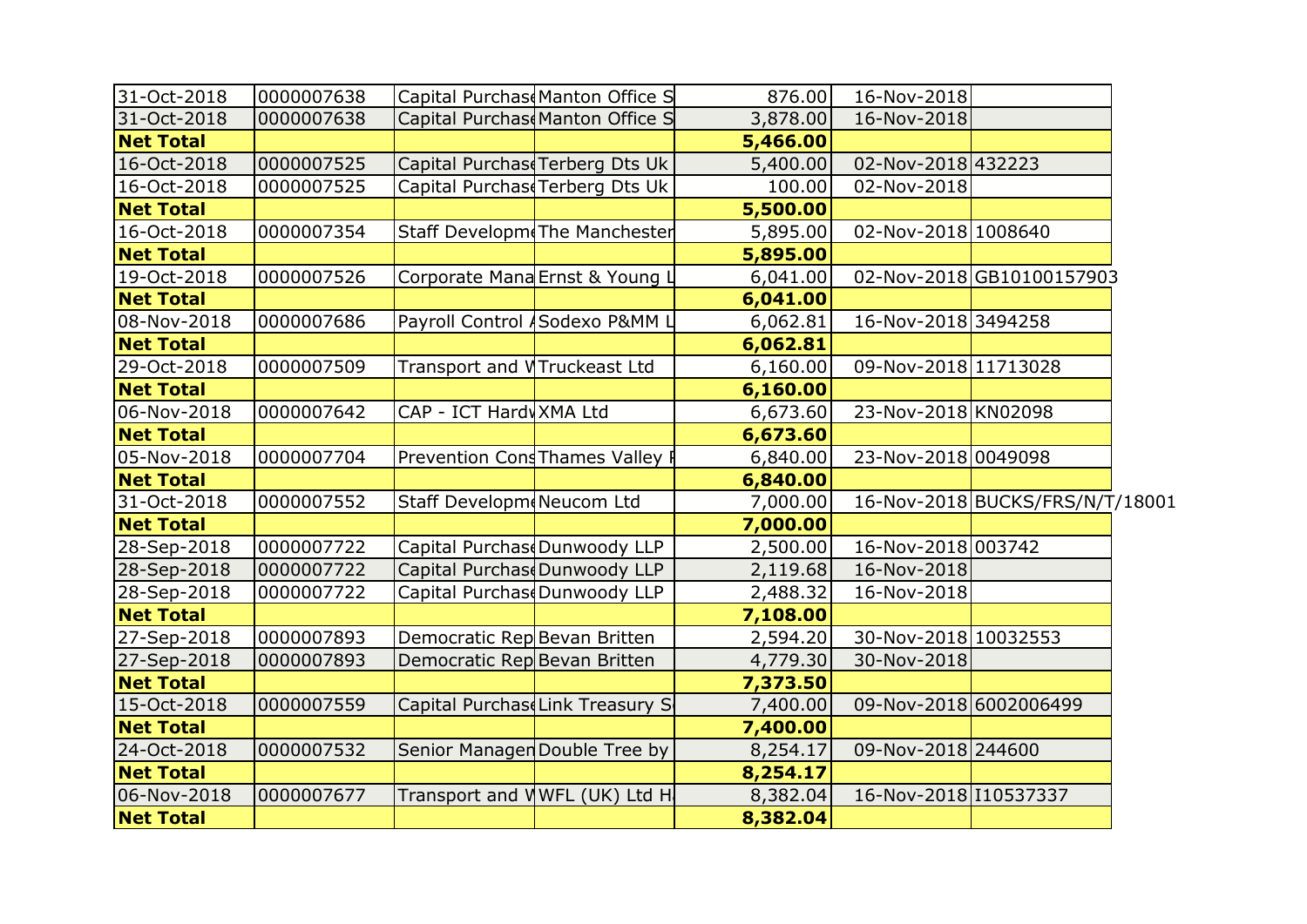| | | | | | | |
|---|---|---|---|---|---|---|
| 31-Oct-2018 | 0000007638 | Capital Purchase | Manton Office S | 876.00 | 16-Nov-2018 | |
| 31-Oct-2018 | 0000007638 | Capital Purchase | Manton Office S | 3,878.00 | 16-Nov-2018 | |
| **Net Total** | | | | **5,466.00** | | |
| 16-Oct-2018 | 0000007525 | Capital Purchase | Terberg Dts Uk | 5,400.00 | 02-Nov-2018 | 432223 |
| 16-Oct-2018 | 0000007525 | Capital Purchase | Terberg Dts Uk | 100.00 | 02-Nov-2018 | |
| **Net Total** | | | | **5,500.00** | | |
| 16-Oct-2018 | 0000007354 | Staff Developme | The Manchester | 5,895.00 | 02-Nov-2018 | 1008640 |
| **Net Total** | | | | **5,895.00** | | |
| 19-Oct-2018 | 0000007526 | Corporate Mana | Ernst & Young L | 6,041.00 | 02-Nov-2018 | GB10100157903 |
| **Net Total** | | | | **6,041.00** | | |
| 08-Nov-2018 | 0000007686 | Payroll Control / | Sodexo P&MM L | 6,062.81 | 16-Nov-2018 | 3494258 |
| **Net Total** | | | | **6,062.81** | | |
| 29-Oct-2018 | 0000007509 | Transport and V | Truckeast Ltd | 6,160.00 | 09-Nov-2018 | 11713028 |
| **Net Total** | | | | **6,160.00** | | |
| 06-Nov-2018 | 0000007642 | CAP - ICT Hardv | XMA Ltd | 6,673.60 | 23-Nov-2018 | KN02098 |
| **Net Total** | | | | **6,673.60** | | |
| 05-Nov-2018 | 0000007704 | Prevention Cons | Thames Valley F | 6,840.00 | 23-Nov-2018 | 0049098 |
| **Net Total** | | | | **6,840.00** | | |
| 31-Oct-2018 | 0000007552 | Staff Developme | Neucom Ltd | 7,000.00 | 16-Nov-2018 | BUCKS/FRS/N/T/18001 |
| **Net Total** | | | | **7,000.00** | | |
| 28-Sep-2018 | 0000007722 | Capital Purchase | Dunwoody LLP | 2,500.00 | 16-Nov-2018 | 003742 |
| 28-Sep-2018 | 0000007722 | Capital Purchase | Dunwoody LLP | 2,119.68 | 16-Nov-2018 | |
| 28-Sep-2018 | 0000007722 | Capital Purchase | Dunwoody LLP | 2,488.32 | 16-Nov-2018 | |
| **Net Total** | | | | **7,108.00** | | |
| 27-Sep-2018 | 0000007893 | Democratic Rep | Bevan Britten | 2,594.20 | 30-Nov-2018 | 10032553 |
| 27-Sep-2018 | 0000007893 | Democratic Rep | Bevan Britten | 4,779.30 | 30-Nov-2018 | |
| **Net Total** | | | | **7,373.50** | | |
| 15-Oct-2018 | 0000007559 | Capital Purchase | Link Treasury S | 7,400.00 | 09-Nov-2018 | 6002006499 |
| **Net Total** | | | | **7,400.00** | | |
| 24-Oct-2018 | 0000007532 | Senior Managen | Double Tree by | 8,254.17 | 09-Nov-2018 | 244600 |
| **Net Total** | | | | **8,254.17** | | |
| 06-Nov-2018 | 0000007677 | Transport and V | WFL (UK) Ltd H | 8,382.04 | 16-Nov-2018 | I10537337 |
| **Net Total** | | | | **8,382.04** | | |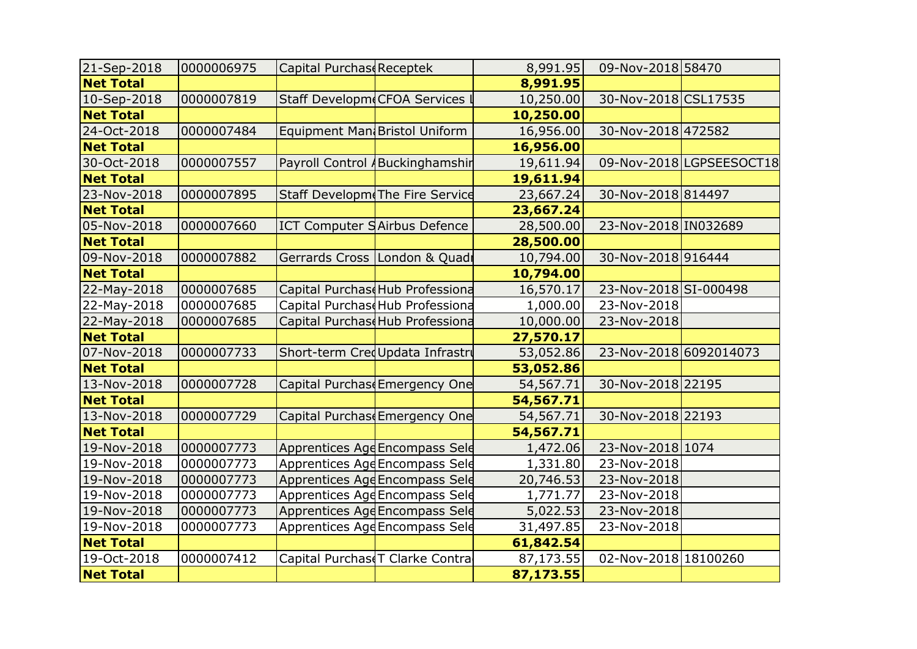| | | | | | | |
|---|---|---|---|---|---|---|
| 21-Sep-2018 | 0000006975 | Capital Purchase | Receptek | 8,991.95 | 09-Nov-2018 | 58470 |
| **Net Total** | | | | **8,991.95** | | |
| 10-Sep-2018 | 0000007819 | Staff Developme | CFOA Services L | 10,250.00 | 30-Nov-2018 | CSL17535 |
| **Net Total** | | | | **10,250.00** | | |
| 24-Oct-2018 | 0000007484 | Equipment Mana | Bristol Uniform | 16,956.00 | 30-Nov-2018 | 472582 |
| **Net Total** | | | | **16,956.00** | | |
| 30-Oct-2018 | 0000007557 | Payroll Control A | Buckinghamshir | 19,611.94 | 09-Nov-2018 | LGPSEESOCT18 |
| **Net Total** | | | | **19,611.94** | | |
| 23-Nov-2018 | 0000007895 | Staff Developme | The Fire Service | 23,667.24 | 30-Nov-2018 | 814497 |
| **Net Total** | | | | **23,667.24** | | |
| 05-Nov-2018 | 0000007660 | ICT Computer S | Airbus Defence | 28,500.00 | 23-Nov-2018 | IN032689 |
| **Net Total** | | | | **28,500.00** | | |
| 09-Nov-2018 | 0000007882 | Gerrards Cross | London & Quadr | 10,794.00 | 30-Nov-2018 | 916444 |
| **Net Total** | | | | **10,794.00** | | |
| 22-May-2018 | 0000007685 | Capital Purchase | Hub Professiona | 16,570.17 | 23-Nov-2018 | SI-000498 |
| 22-May-2018 | 0000007685 | Capital Purchase | Hub Professiona | 1,000.00 | 23-Nov-2018 | |
| 22-May-2018 | 0000007685 | Capital Purchase | Hub Professiona | 10,000.00 | 23-Nov-2018 | |
| **Net Total** | | | | **27,570.17** | | |
| 07-Nov-2018 | 0000007733 | Short-term Cred | Updata Infrastru | 53,052.86 | 23-Nov-2018 | 6092014073 |
| **Net Total** | | | | **53,052.86** | | |
| 13-Nov-2018 | 0000007728 | Capital Purchase | Emergency One | 54,567.71 | 30-Nov-2018 | 22195 |
| **Net Total** | | | | **54,567.71** | | |
| 13-Nov-2018 | 0000007729 | Capital Purchase | Emergency One | 54,567.71 | 30-Nov-2018 | 22193 |
| **Net Total** | | | | **54,567.71** | | |
| 19-Nov-2018 | 0000007773 | Apprentices Age | Encompass Sele | 1,472.06 | 23-Nov-2018 | 1074 |
| 19-Nov-2018 | 0000007773 | Apprentices Age | Encompass Sele | 1,331.80 | 23-Nov-2018 | |
| 19-Nov-2018 | 0000007773 | Apprentices Age | Encompass Sele | 20,746.53 | 23-Nov-2018 | |
| 19-Nov-2018 | 0000007773 | Apprentices Age | Encompass Sele | 1,771.77 | 23-Nov-2018 | |
| 19-Nov-2018 | 0000007773 | Apprentices Age | Encompass Sele | 5,022.53 | 23-Nov-2018 | |
| 19-Nov-2018 | 0000007773 | Apprentices Age | Encompass Sele | 31,497.85 | 23-Nov-2018 | |
| **Net Total** | | | | **61,842.54** | | |
| 19-Oct-2018 | 0000007412 | Capital Purchase | T Clarke Contra | 87,173.55 | 02-Nov-2018 | 18100260 |
| **Net Total** | | | | **87,173.55** | | |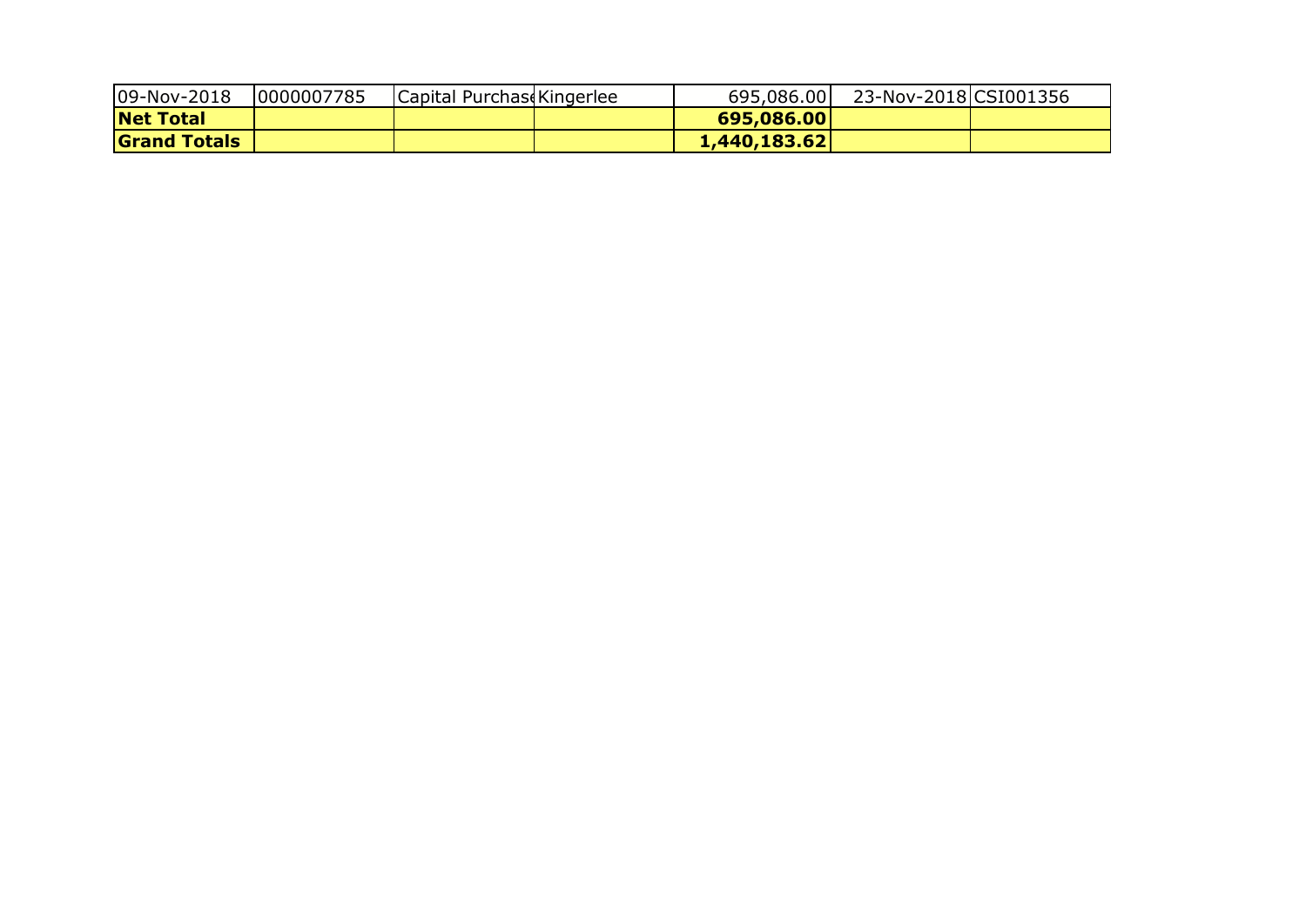| | | | | | | |
|---|---|---|---|---|---|---|
| 09-Nov-2018 | 0000007785 | Capital Purchase | Kingerlee | 695,086.00 | 23-Nov-2018 | CSI001356 |
| **Net Total** | | | | **695,086.00** | | |
| **Grand Totals** | | | | **1,440,183.62** | | |